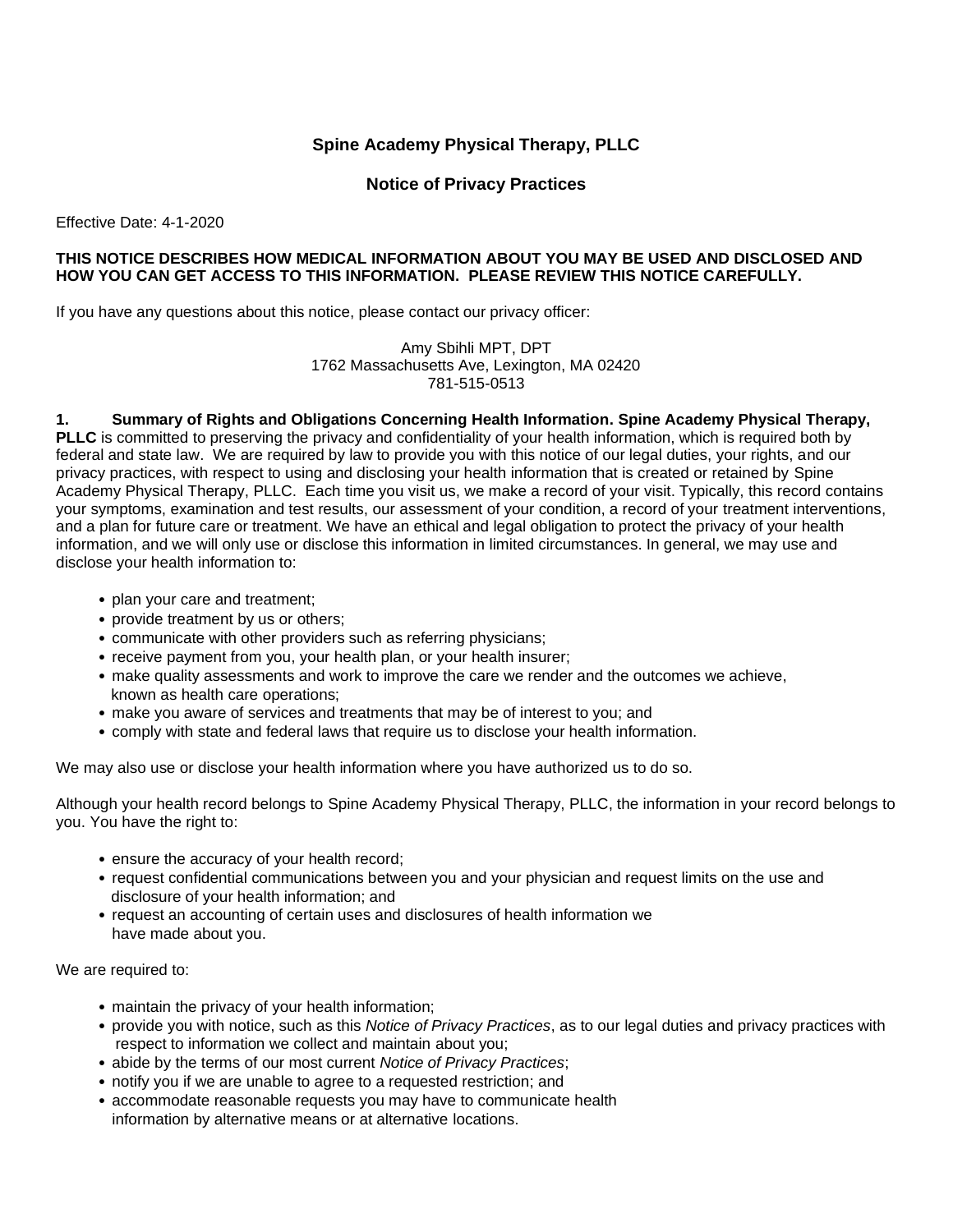# Spine Academy Physical Therapy, PLLC

## Notice of Privacy Practices

Effective Date: 4-1-2020

**THIS NOTICE DESCRIBES HOW MEDICAL INFORMATION ABOUT YOU MAY BE USED AND DISCLOSED AND HOW YOU CAN GET ACCESS TO THIS INFORMATION. PLEASE REVIEW THIS NOTICE CAREFULLY.**

If you have any questions about this notice, please contact our privacy officer:

Amy Sbihli MPT, DPT
1762 Massachusetts Ave, Lexington, MA 02420
781-515-0513

**1. Summary of Rights and Obligations Concerning Health Information. Spine Academy Physical Therapy, PLLC** is committed to preserving the privacy and confidentiality of your health information, which is required both by federal and state law. We are required by law to provide you with this notice of our legal duties, your rights, and our privacy practices, with respect to using and disclosing your health information that is created or retained by Spine Academy Physical Therapy, PLLC. Each time you visit us, we make a record of your visit. Typically, this record contains your symptoms, examination and test results, our assessment of your condition, a record of your treatment interventions, and a plan for future care or treatment. We have an ethical and legal obligation to protect the privacy of your health information, and we will only use or disclose this information in limited circumstances. In general, we may use and disclose your health information to:

- plan your care and treatment;
- provide treatment by us or others;
- communicate with other providers such as referring physicians;
- receive payment from you, your health plan, or your health insurer;
- make quality assessments and work to improve the care we render and the outcomes we achieve, known as health care operations;
- make you aware of services and treatments that may be of interest to you; and
- comply with state and federal laws that require us to disclose your health information.

We may also use or disclose your health information where you have authorized us to do so.

Although your health record belongs to Spine Academy Physical Therapy, PLLC, the information in your record belongs to you. You have the right to:

- ensure the accuracy of your health record;
- request confidential communications between you and your physician and request limits on the use and disclosure of your health information; and
- request an accounting of certain uses and disclosures of health information we have made about you.

We are required to:

- maintain the privacy of your health information;
- provide you with notice, such as this *Notice of Privacy Practices*, as to our legal duties and privacy practices with respect to information we collect and maintain about you;
- abide by the terms of our most current *Notice of Privacy Practices*;
- notify you if we are unable to agree to a requested restriction; and
- accommodate reasonable requests you may have to communicate health information by alternative means or at alternative locations.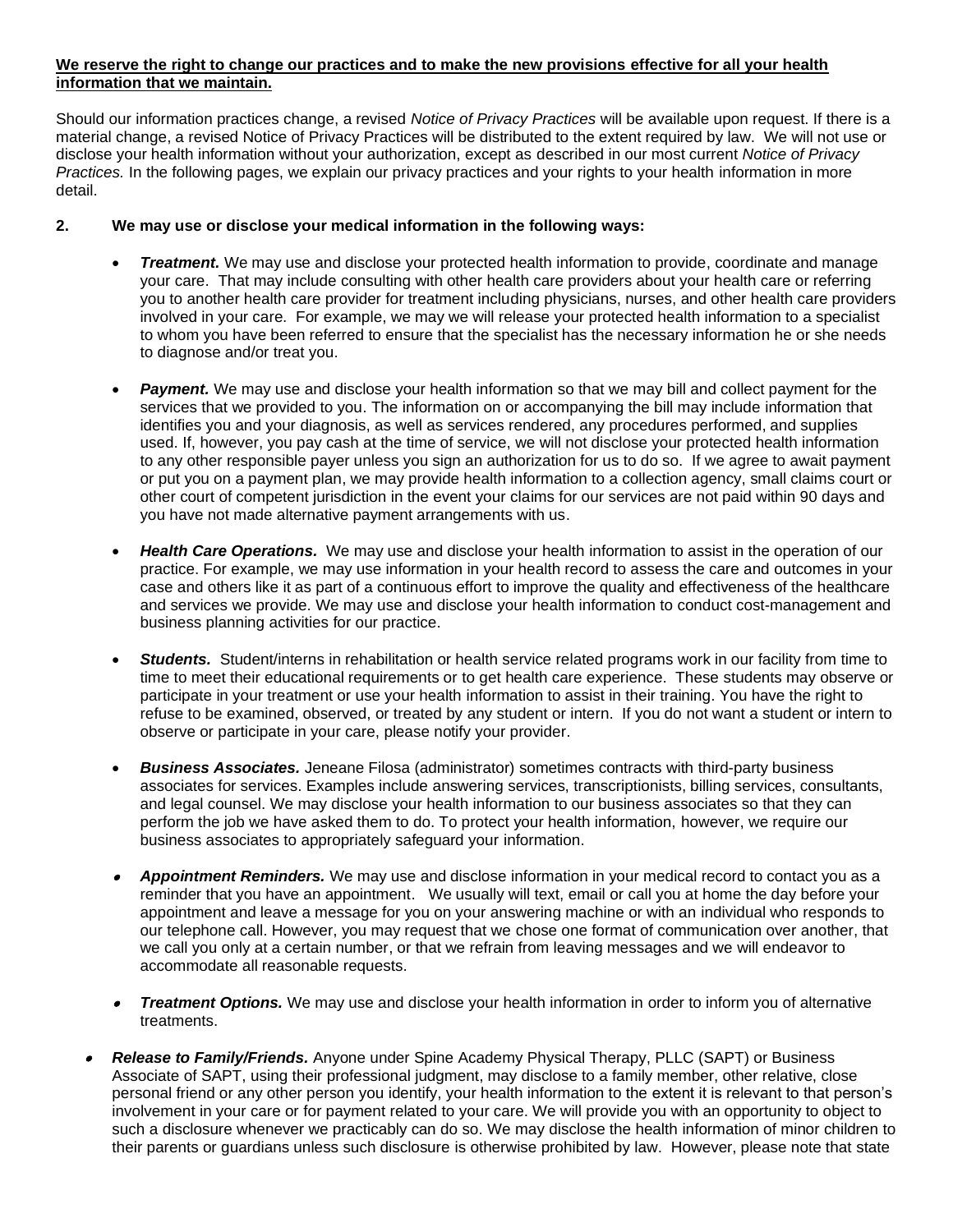**<u>We reserve the right to change our practices and to make the new provisions effective for all your health information that we maintain.</u>**

Should our information practices change, a revised *Notice of Privacy Practices* will be available upon request. If there is a material change, a revised Notice of Privacy Practices will be distributed to the extent required by law. We will not use or disclose your health information without your authorization, except as described in our most current *Notice of Privacy Practices.* In the following pages, we explain our privacy practices and your rights to your health information in more detail.

**2. We may use or disclose your medical information in the following ways:**

- ***Treatment.*** We may use and disclose your protected health information to provide, coordinate and manage your care. That may include consulting with other health care providers about your health care or referring you to another health care provider for treatment including physicians, nurses, and other health care providers involved in your care. For example, we may we will release your protected health information to a specialist to whom you have been referred to ensure that the specialist has the necessary information he or she needs to diagnose and/or treat you.

- ***Payment.*** We may use and disclose your health information so that we may bill and collect payment for the services that we provided to you. The information on or accompanying the bill may include information that identifies you and your diagnosis, as well as services rendered, any procedures performed, and supplies used. If, however, you pay cash at the time of service, we will not disclose your protected health information to any other responsible payer unless you sign an authorization for us to do so. If we agree to await payment or put you on a payment plan, we may provide health information to a collection agency, small claims court or other court of competent jurisdiction in the event your claims for our services are not paid within 90 days and you have not made alternative payment arrangements with us.

- ***Health Care Operations.*** We may use and disclose your health information to assist in the operation of our practice. For example, we may use information in your health record to assess the care and outcomes in your case and others like it as part of a continuous effort to improve the quality and effectiveness of the healthcare and services we provide. We may use and disclose your health information to conduct cost-management and business planning activities for our practice.

- ***Students.*** Student/interns in rehabilitation or health service related programs work in our facility from time to time to meet their educational requirements or to get health care experience. These students may observe or participate in your treatment or use your health information to assist in their training. You have the right to refuse to be examined, observed, or treated by any student or intern. If you do not want a student or intern to observe or participate in your care, please notify your provider.

- ***Business Associates.*** Jeneane Filosa (administrator) sometimes contracts with third-party business associates for services. Examples include answering services, transcriptionists, billing services, consultants, and legal counsel. We may disclose your health information to our business associates so that they can perform the job we have asked them to do. To protect your health information, however, we require our business associates to appropriately safeguard your information.

- ***Appointment Reminders.*** We may use and disclose information in your medical record to contact you as a reminder that you have an appointment. We usually will text, email or call you at home the day before your appointment and leave a message for you on your answering machine or with an individual who responds to our telephone call. However, you may request that we chose one format of communication over another, that we call you only at a certain number, or that we refrain from leaving messages and we will endeavor to accommodate all reasonable requests.

- ***Treatment Options.*** We may use and disclose your health information in order to inform you of alternative treatments.

- ***Release to Family/Friends.*** Anyone under Spine Academy Physical Therapy, PLLC (SAPT) or Business Associate of SAPT, using their professional judgment, may disclose to a family member, other relative, close personal friend or any other person you identify, your health information to the extent it is relevant to that person's involvement in your care or for payment related to your care. We will provide you with an opportunity to object to such a disclosure whenever we practicably can do so. We may disclose the health information of minor children to their parents or guardians unless such disclosure is otherwise prohibited by law. However, please note that state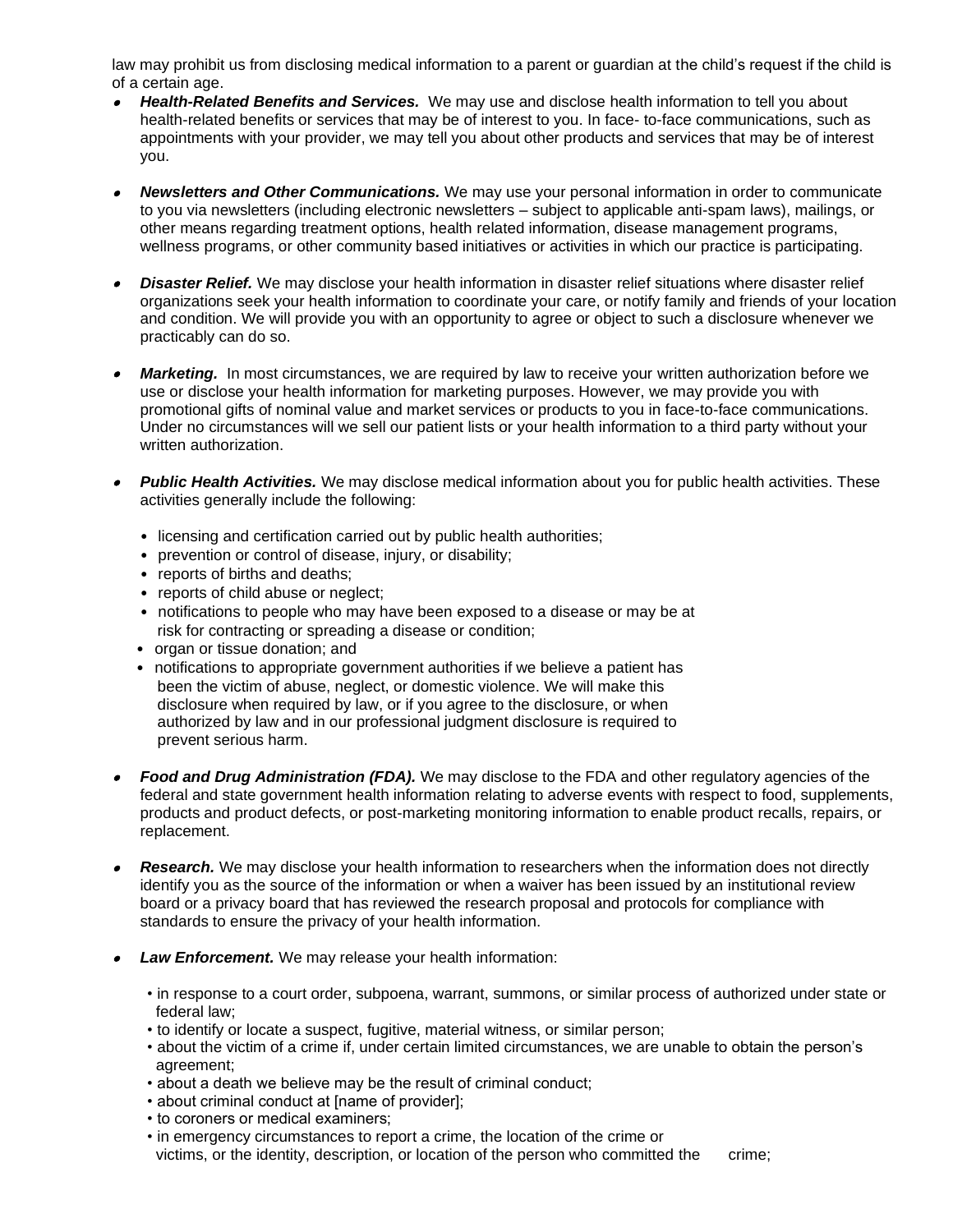law may prohibit us from disclosing medical information to a parent or guardian at the child's request if the child is of a certain age.

- ***Health-Related Benefits and Services.*** We may use and disclose health information to tell you about health-related benefits or services that may be of interest to you. In face- to-face communications, such as appointments with your provider, we may tell you about other products and services that may be of interest you.

- ***Newsletters and Other Communications.*** We may use your personal information in order to communicate to you via newsletters (including electronic newsletters – subject to applicable anti-spam laws), mailings, or other means regarding treatment options, health related information, disease management programs, wellness programs, or other community based initiatives or activities in which our practice is participating.

- ***Disaster Relief.*** We may disclose your health information in disaster relief situations where disaster relief organizations seek your health information to coordinate your care, or notify family and friends of your location and condition. We will provide you with an opportunity to agree or object to such a disclosure whenever we practicably can do so.

- ***Marketing.*** In most circumstances, we are required by law to receive your written authorization before we use or disclose your health information for marketing purposes. However, we may provide you with promotional gifts of nominal value and market services or products to you in face-to-face communications. Under no circumstances will we sell our patient lists or your health information to a third party without your written authorization.

- ***Public Health Activities.*** We may disclose medical information about you for public health activities. These activities generally include the following:
  - licensing and certification carried out by public health authorities;
  - prevention or control of disease, injury, or disability;
  - reports of births and deaths;
  - reports of child abuse or neglect;
  - notifications to people who may have been exposed to a disease or may be at risk for contracting or spreading a disease or condition;
  - organ or tissue donation; and
  - notifications to appropriate government authorities if we believe a patient has been the victim of abuse, neglect, or domestic violence. We will make this disclosure when required by law, or if you agree to the disclosure, or when authorized by law and in our professional judgment disclosure is required to prevent serious harm.

- ***Food and Drug Administration (FDA).*** We may disclose to the FDA and other regulatory agencies of the federal and state government health information relating to adverse events with respect to food, supplements, products and product defects, or post-marketing monitoring information to enable product recalls, repairs, or replacement.

- ***Research.*** We may disclose your health information to researchers when the information does not directly identify you as the source of the information or when a waiver has been issued by an institutional review board or a privacy board that has reviewed the research proposal and protocols for compliance with standards to ensure the privacy of your health information.

- ***Law Enforcement.*** We may release your health information:
  - in response to a court order, subpoena, warrant, summons, or similar process of authorized under state or federal law;
  - to identify or locate a suspect, fugitive, material witness, or similar person;
  - about the victim of a crime if, under certain limited circumstances, we are unable to obtain the person's agreement;
  - about a death we believe may be the result of criminal conduct;
  - about criminal conduct at [name of provider];
  - to coroners or medical examiners;
  - in emergency circumstances to report a crime, the location of the crime or victims, or the identity, description, or location of the person who committed the crime;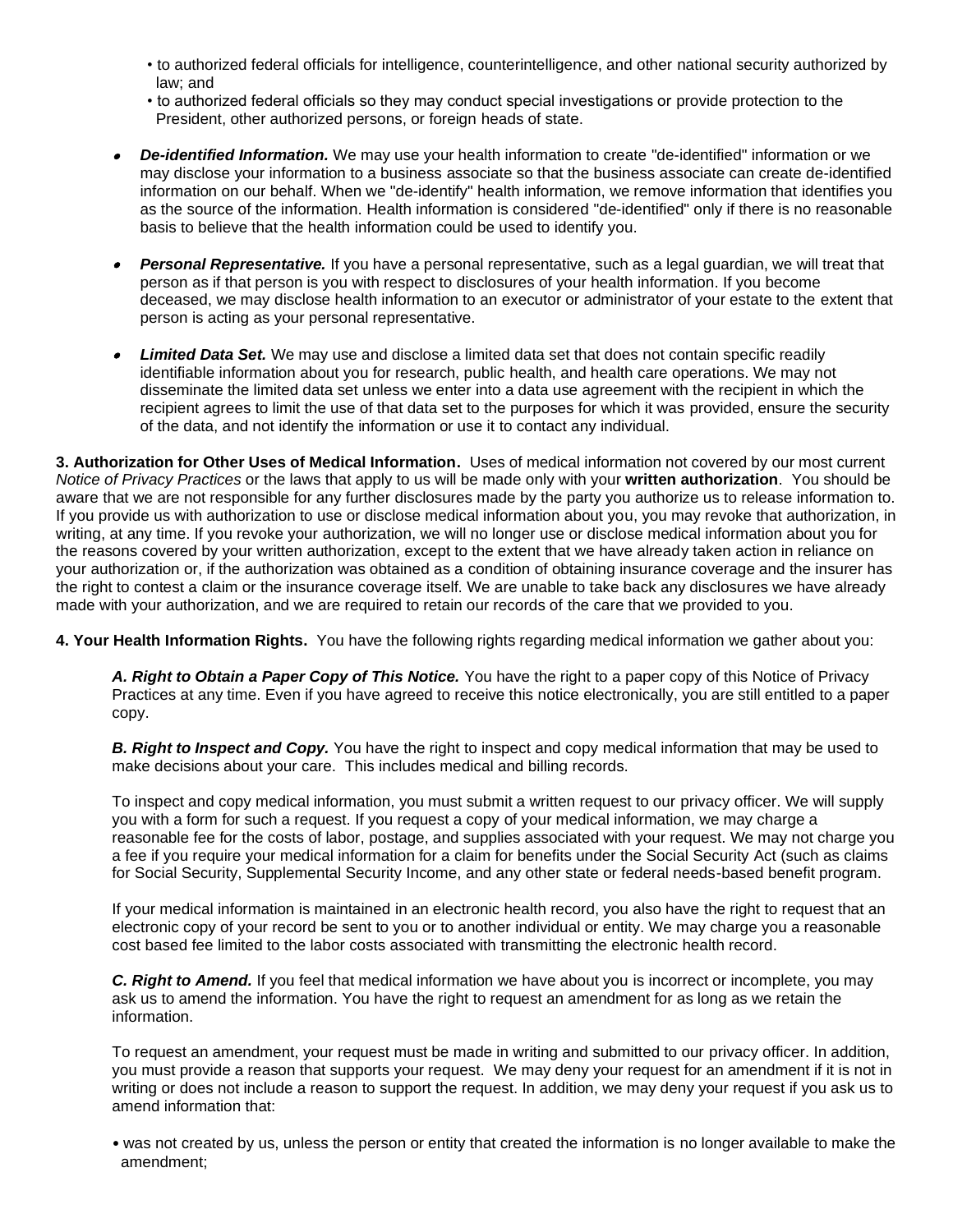- to authorized federal officials for intelligence, counterintelligence, and other national security authorized by law; and
- to authorized federal officials so they may conduct special investigations or provide protection to the President, other authorized persons, or foreign heads of state.

- ***De-identified Information.*** We may use your health information to create "de-identified" information or we may disclose your information to a business associate so that the business associate can create de-identified information on our behalf. When we "de-identify" health information, we remove information that identifies you as the source of the information. Health information is considered "de-identified" only if there is no reasonable basis to believe that the health information could be used to identify you.

- ***Personal Representative.*** If you have a personal representative, such as a legal guardian, we will treat that person as if that person is you with respect to disclosures of your health information. If you become deceased, we may disclose health information to an executor or administrator of your estate to the extent that person is acting as your personal representative.

- ***Limited Data Set.*** We may use and disclose a limited data set that does not contain specific readily identifiable information about you for research, public health, and health care operations. We may not disseminate the limited data set unless we enter into a data use agreement with the recipient in which the recipient agrees to limit the use of that data set to the purposes for which it was provided, ensure the security of the data, and not identify the information or use it to contact any individual.

**3. Authorization for Other Uses of Medical Information.** Uses of medical information not covered by our most current *Notice of Privacy Practices* or the laws that apply to us will be made only with your **written authorization**. You should be aware that we are not responsible for any further disclosures made by the party you authorize us to release information to. If you provide us with authorization to use or disclose medical information about you, you may revoke that authorization, in writing, at any time. If you revoke your authorization, we will no longer use or disclose medical information about you for the reasons covered by your written authorization, except to the extent that we have already taken action in reliance on your authorization or, if the authorization was obtained as a condition of obtaining insurance coverage and the insurer has the right to contest a claim or the insurance coverage itself. We are unable to take back any disclosures we have already made with your authorization, and we are required to retain our records of the care that we provided to you.

**4. Your Health Information Rights.** You have the following rights regarding medical information we gather about you:

***A. Right to Obtain a Paper Copy of This Notice.*** You have the right to a paper copy of this Notice of Privacy Practices at any time. Even if you have agreed to receive this notice electronically, you are still entitled to a paper copy.

***B. Right to Inspect and Copy.*** You have the right to inspect and copy medical information that may be used to make decisions about your care. This includes medical and billing records.

To inspect and copy medical information, you must submit a written request to our privacy officer. We will supply you with a form for such a request. If you request a copy of your medical information, we may charge a reasonable fee for the costs of labor, postage, and supplies associated with your request. We may not charge you a fee if you require your medical information for a claim for benefits under the Social Security Act (such as claims for Social Security, Supplemental Security Income, and any other state or federal needs-based benefit program.

If your medical information is maintained in an electronic health record, you also have the right to request that an electronic copy of your record be sent to you or to another individual or entity. We may charge you a reasonable cost based fee limited to the labor costs associated with transmitting the electronic health record.

***C. Right to Amend.*** If you feel that medical information we have about you is incorrect or incomplete, you may ask us to amend the information. You have the right to request an amendment for as long as we retain the information.

To request an amendment, your request must be made in writing and submitted to our privacy officer. In addition, you must provide a reason that supports your request. We may deny your request for an amendment if it is not in writing or does not include a reason to support the request. In addition, we may deny your request if you ask us to amend information that:

- was not created by us, unless the person or entity that created the information is no longer available to make the amendment;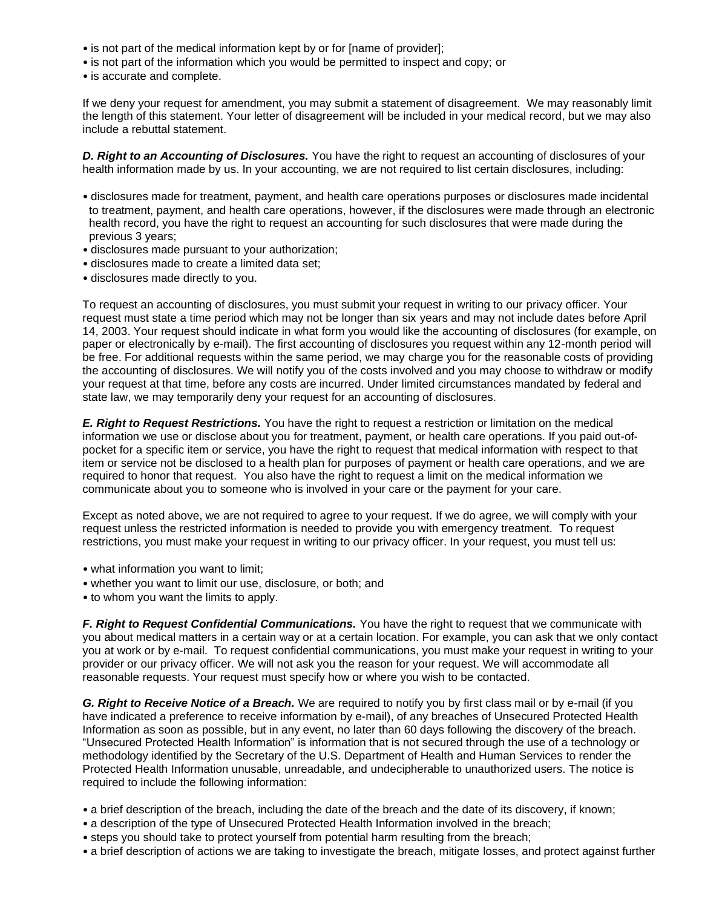- is not part of the medical information kept by or for [name of provider];
- is not part of the information which you would be permitted to inspect and copy; or
- is accurate and complete.

If we deny your request for amendment, you may submit a statement of disagreement. We may reasonably limit the length of this statement. Your letter of disagreement will be included in your medical record, but we may also include a rebuttal statement.

***D. Right to an Accounting of Disclosures.*** You have the right to request an accounting of disclosures of your health information made by us. In your accounting, we are not required to list certain disclosures, including:

- disclosures made for treatment, payment, and health care operations purposes or disclosures made incidental to treatment, payment, and health care operations, however, if the disclosures were made through an electronic health record, you have the right to request an accounting for such disclosures that were made during the previous 3 years;
- disclosures made pursuant to your authorization;
- disclosures made to create a limited data set;
- disclosures made directly to you.

To request an accounting of disclosures, you must submit your request in writing to our privacy officer. Your request must state a time period which may not be longer than six years and may not include dates before April 14, 2003. Your request should indicate in what form you would like the accounting of disclosures (for example, on paper or electronically by e-mail). The first accounting of disclosures you request within any 12-month period will be free. For additional requests within the same period, we may charge you for the reasonable costs of providing the accounting of disclosures. We will notify you of the costs involved and you may choose to withdraw or modify your request at that time, before any costs are incurred. Under limited circumstances mandated by federal and state law, we may temporarily deny your request for an accounting of disclosures.

***E. Right to Request Restrictions.*** You have the right to request a restriction or limitation on the medical information we use or disclose about you for treatment, payment, or health care operations. If you paid out-of-pocket for a specific item or service, you have the right to request that medical information with respect to that item or service not be disclosed to a health plan for purposes of payment or health care operations, and we are required to honor that request. You also have the right to request a limit on the medical information we communicate about you to someone who is involved in your care or the payment for your care.

Except as noted above, we are not required to agree to your request. If we do agree, we will comply with your request unless the restricted information is needed to provide you with emergency treatment. To request restrictions, you must make your request in writing to our privacy officer. In your request, you must tell us:

- what information you want to limit;
- whether you want to limit our use, disclosure, or both; and
- to whom you want the limits to apply.

***F. Right to Request Confidential Communications.*** You have the right to request that we communicate with you about medical matters in a certain way or at a certain location. For example, you can ask that we only contact you at work or by e-mail. To request confidential communications, you must make your request in writing to your provider or our privacy officer. We will not ask you the reason for your request. We will accommodate all reasonable requests. Your request must specify how or where you wish to be contacted.

***G. Right to Receive Notice of a Breach.*** We are required to notify you by first class mail or by e-mail (if you have indicated a preference to receive information by e-mail), of any breaches of Unsecured Protected Health Information as soon as possible, but in any event, no later than 60 days following the discovery of the breach. "Unsecured Protected Health Information" is information that is not secured through the use of a technology or methodology identified by the Secretary of the U.S. Department of Health and Human Services to render the Protected Health Information unusable, unreadable, and undecipherable to unauthorized users. The notice is required to include the following information:

- a brief description of the breach, including the date of the breach and the date of its discovery, if known;
- a description of the type of Unsecured Protected Health Information involved in the breach;
- steps you should take to protect yourself from potential harm resulting from the breach;
- a brief description of actions we are taking to investigate the breach, mitigate losses, and protect against further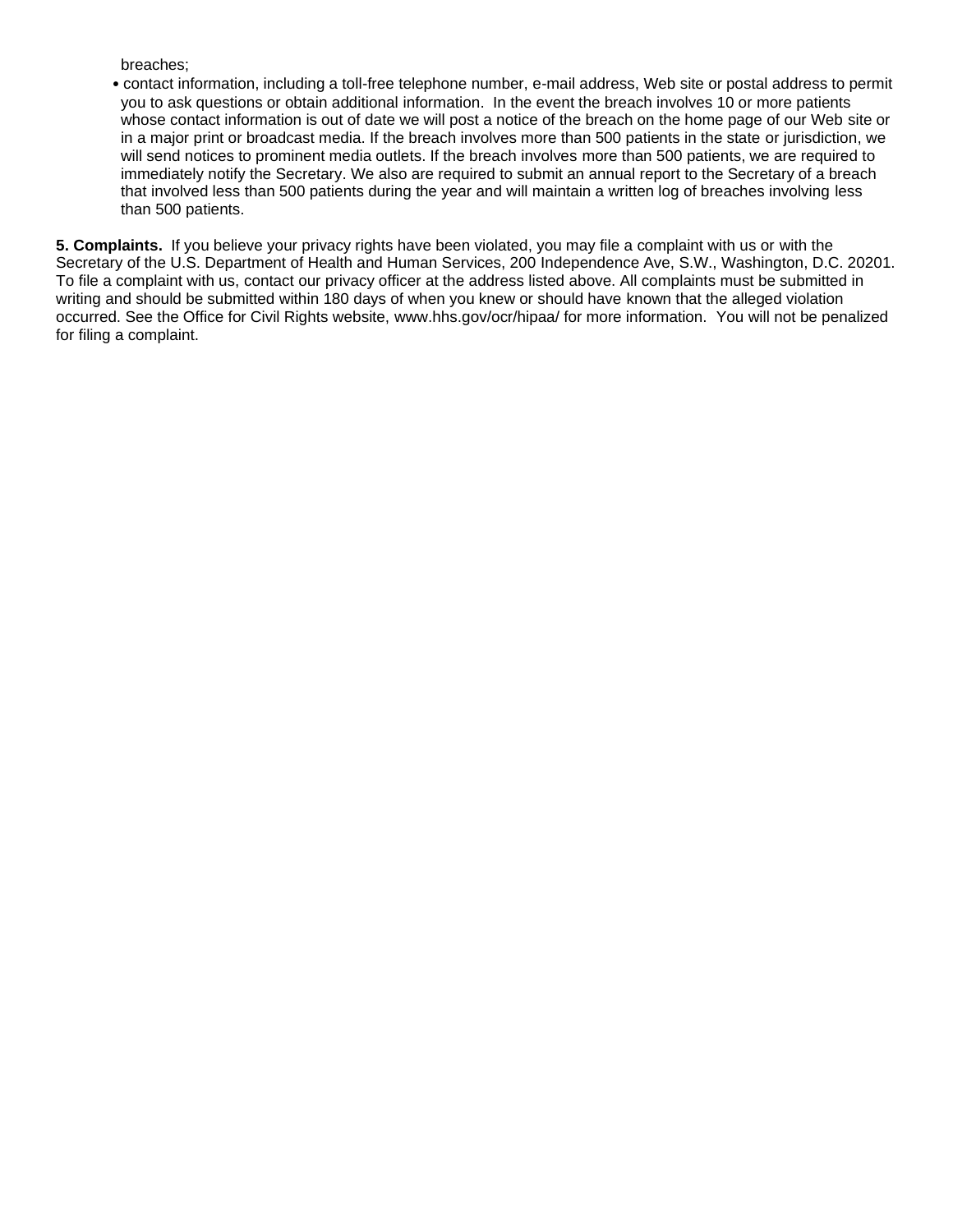breaches;

- contact information, including a toll-free telephone number, e-mail address, Web site or postal address to permit you to ask questions or obtain additional information. In the event the breach involves 10 or more patients whose contact information is out of date we will post a notice of the breach on the home page of our Web site or in a major print or broadcast media. If the breach involves more than 500 patients in the state or jurisdiction, we will send notices to prominent media outlets. If the breach involves more than 500 patients, we are required to immediately notify the Secretary. We also are required to submit an annual report to the Secretary of a breach that involved less than 500 patients during the year and will maintain a written log of breaches involving less than 500 patients.

**5. Complaints.** If you believe your privacy rights have been violated, you may file a complaint with us or with the Secretary of the U.S. Department of Health and Human Services, 200 Independence Ave, S.W., Washington, D.C. 20201. To file a complaint with us, contact our privacy officer at the address listed above. All complaints must be submitted in writing and should be submitted within 180 days of when you knew or should have known that the alleged violation occurred. See the Office for Civil Rights website, www.hhs.gov/ocr/hipaa/ for more information. You will not be penalized for filing a complaint.